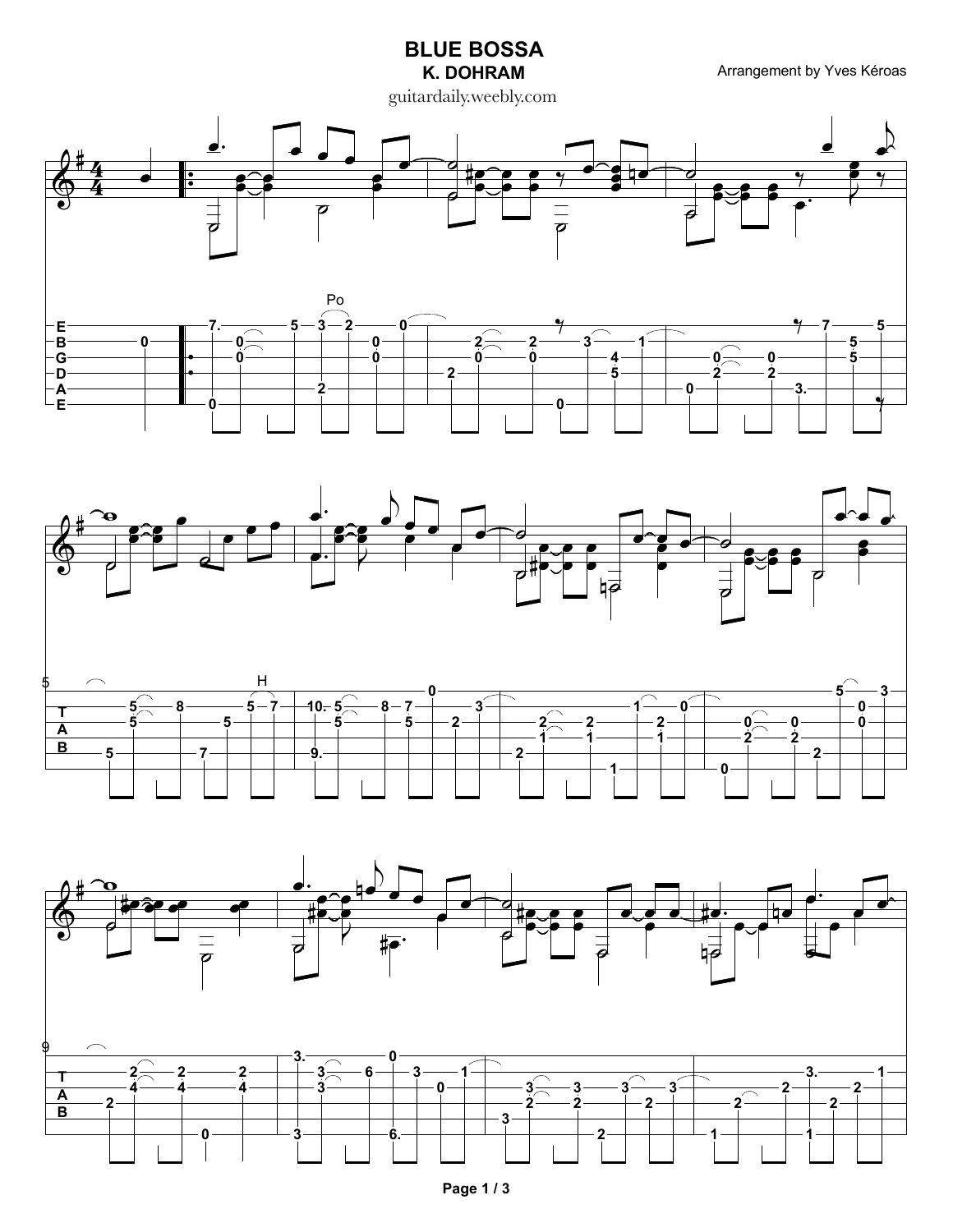# BLUE BOSSA

**K. DOHRAM**

guitardaily.weebly.com

Arrangement by Yves Kéroas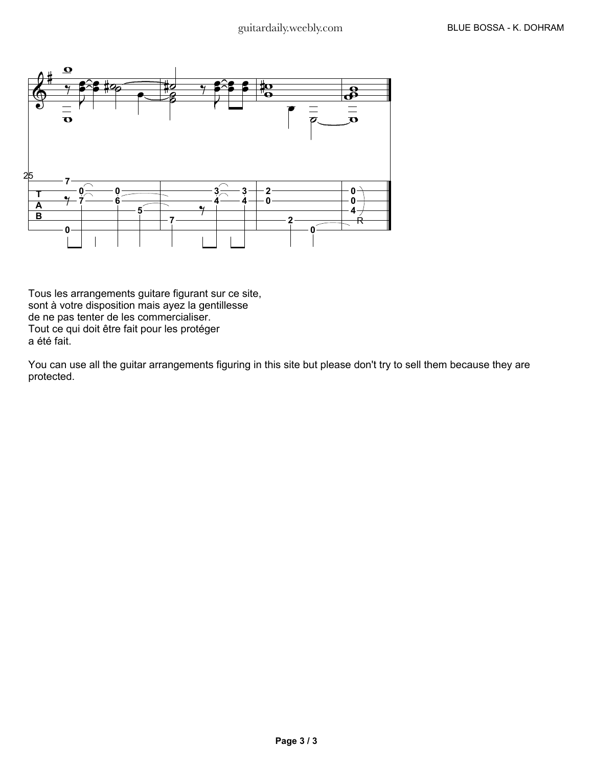Tous les arrangements guitare figurant sur ce site,
sont à votre disposition mais ayez la gentillesse
de ne pas tenter de les commercialiser.
Tout ce qui doit être fait pour les protéger
a été fait.

You can use all the guitar arrangements figuring in this site but please don't try to sell them because they are protected.